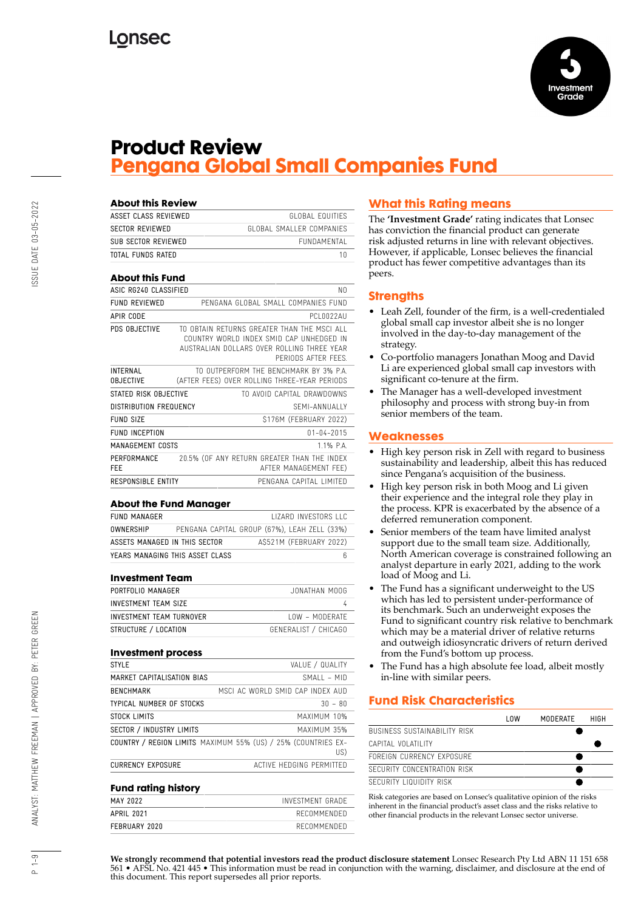# Product Review
## Pengana Global Small Companies Fund

### About this Review

| | |
|---|---|
| ASSET CLASS REVIEWED | GLOBAL EQUITIES |
| SECTOR REVIEWED | GLOBAL SMALLER COMPANIES |
| SUB SECTOR REVIEWED | FUNDAMENTAL |
| TOTAL FUNDS RATED | 10 |

### About this Fund

| | |
|---|---|
| ASIC RG240 CLASSIFIED | NO |
| FUND REVIEWED | PENGANA GLOBAL SMALL COMPANIES FUND |
| APIR CODE | PCL0022AU |
| PDS OBJECTIVE | TO OBTAIN RETURNS GREATER THAN THE MSCI ALL COUNTRY WORLD INDEX SMID CAP UNHEDGED IN AUSTRALIAN DOLLARS OVER ROLLING THREE YEAR PERIODS AFTER FEES. |
| INTERNAL OBJECTIVE | TO OUTPERFORM THE BENCHMARK BY 3% P.A. (AFTER FEES) OVER ROLLING THREE-YEAR PERIODS |
| STATED RISK OBJECTIVE | TO AVOID CAPITAL DRAWDOWNS |
| DISTRIBUTION FREQUENCY | SEMI-ANNUALLY |
| FUND SIZE | $176M (FEBRUARY 2022) |
| FUND INCEPTION | 01-04-2015 |
| MANAGEMENT COSTS | 1.1% P.A. |
| PERFORMANCE FEE | 20.5% (OF ANY RETURN GREATER THAN THE INDEX AFTER MANAGEMENT FEE) |
| RESPONSIBLE ENTITY | PENGANA CAPITAL LIMITED |

### About the Fund Manager

| | |
|---|---|
| FUND MANAGER | LIZARD INVESTORS LLC |
| OWNERSHIP | PENGANA CAPITAL GROUP (67%), LEAH ZELL (33%) |
| ASSETS MANAGED IN THIS SECTOR | A$521M (FEBRUARY 2022) |
| YEARS MANAGING THIS ASSET CLASS | 6 |

### Investment Team

| | |
|---|---|
| PORTFOLIO MANAGER | JONATHAN MOOG |
| INVESTMENT TEAM SIZE | 4 |
| INVESTMENT TEAM TURNOVER | LOW – MODERATE |
| STRUCTURE / LOCATION | GENERALIST / CHICAGO |

### Investment process

| | |
|---|---|
| STYLE | VALUE / QUALITY |
| MARKET CAPITALISATION BIAS | SMALL – MID |
| BENCHMARK | MSCI AC WORLD SMID CAP INDEX AUD |
| TYPICAL NUMBER OF STOCKS | 30 – 80 |
| STOCK LIMITS | MAXIMUM 10% |
| SECTOR / INDUSTRY LIMITS | MAXIMUM 35% |
| COUNTRY / REGION LIMITS | MAXIMUM 55% (US) / 25% (COUNTRIES EX-US) |
| CURRENCY EXPOSURE | ACTIVE HEDGING PERMITTED |

### Fund rating history

| | |
|---|---|
| MAY 2022 | INVESTMENT GRADE |
| APRIL 2021 | RECOMMENDED |
| FEBRUARY 2020 | RECOMMENDED |

### What this Rating means

The **'Investment Grade'** rating indicates that Lonsec has conviction the financial product can generate risk adjusted returns in line with relevant objectives. However, if applicable, Lonsec believes the financial product has fewer competitive advantages than its peers.

### Strengths

- Leah Zell, founder of the firm, is a well-credentialed global small cap investor albeit she is no longer involved in the day-to-day management of the strategy.
- Co-portfolio managers Jonathan Moog and David Li are experienced global small cap investors with significant co-tenure at the firm.
- The Manager has a well-developed investment philosophy and process with strong buy-in from senior members of the team.

### Weaknesses

- High key person risk in Zell with regard to business sustainability and leadership, albeit this has reduced since Pengana's acquisition of the business.
- High key person risk in both Moog and Li given their experience and the integral role they play in the process. KPR is exacerbated by the absence of a deferred remuneration component.
- Senior members of the team have limited analyst support due to the small team size. Additionally, North American coverage is constrained following an analyst departure in early 2021, adding to the work load of Moog and Li.
- The Fund has a significant underweight to the US which has led to persistent under-performance of its benchmark. Such an underweight exposes the Fund to significant country risk relative to benchmark which may be a material driver of relative returns and outweigh idiosyncratic drivers of return derived from the Fund's bottom up process.
- The Fund has a high absolute fee load, albeit mostly in-line with similar peers.

### Fund Risk Characteristics

| | LOW | MODERATE | HIGH |
|---|---|---|---|
| BUSINESS SUSTAINABILITY RISK | | ● | |
| CAPITAL VOLATILITY | | | ● |
| FOREIGN CURRENCY EXPOSURE | | ● | |
| SECURITY CONCENTRATION RISK | | ● | |
| SECURITY LIQUIDITY RISK | | ● | |

Risk categories are based on Lonsec's qualitative opinion of the risks inherent in the financial product's asset class and the risks relative to other financial products in the relevant Lonsec sector universe.

**We strongly recommend that potential investors read the product disclosure statement** Lonsec Research Pty Ltd ABN 11 151 658 561 • AFSL No. 421 445 • This information must be read in conjunction with the warning, disclaimer, and disclosure at the end of this document. This report supersedes all prior reports.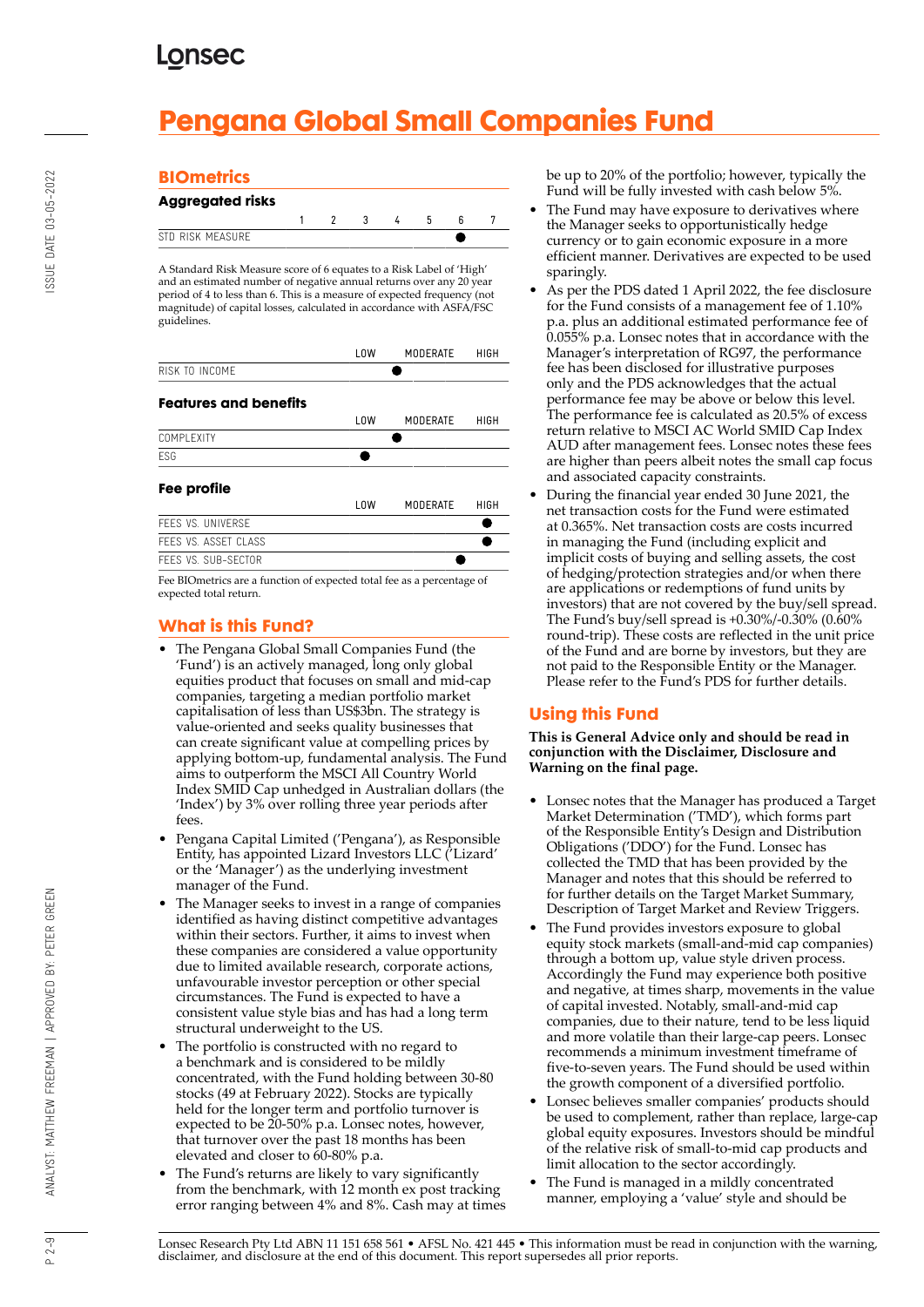# Pengana Global Small Companies Fund

## BIOmetrics

### Aggregated risks

| | 1 | 2 | 3 | 4 | 5 | 6 | 7 |
|---|---|---|---|---|---|---|---|
| STD RISK MEASURE | | | | | | ● | |

A Standard Risk Measure score of 6 equates to a Risk Label of 'High' and an estimated number of negative annual returns over any 20 year period of 4 to less than 6. This is a measure of expected frequency (not magnitude) of capital losses, calculated in accordance with ASFA/FSC guidelines.

| | LOW | MODERATE | HIGH |
|---|---|---|---|
| RISK TO INCOME | | ● | |

### Features and benefits

| | LOW | MODERATE | HIGH |
|---|---|---|---|
| COMPLEXITY | | ● | |
| ESG | ● | | |

### Fee profile

| | LOW | MODERATE | HIGH |
|---|---|---|---|
| FEES VS. UNIVERSE | | | ● |
| FEES VS. ASSET CLASS | | | ● |
| FEES VS. SUB-SECTOR | | | ● |

Fee BIOmetrics are a function of expected total fee as a percentage of expected total return.

## What is this Fund?

- The Pengana Global Small Companies Fund (the 'Fund') is an actively managed, long only global equities product that focuses on small and mid-cap companies, targeting a median portfolio market capitalisation of less than US$3bn. The strategy is value-oriented and seeks quality businesses that can create significant value at compelling prices by applying bottom-up, fundamental analysis. The Fund aims to outperform the MSCI All Country World Index SMID Cap unhedged in Australian dollars (the 'Index') by 3% over rolling three year periods after fees.
- Pengana Capital Limited ('Pengana'), as Responsible Entity, has appointed Lizard Investors LLC ('Lizard' or the 'Manager') as the underlying investment manager of the Fund.
- The Manager seeks to invest in a range of companies identified as having distinct competitive advantages within their sectors. Further, it aims to invest when these companies are considered a value opportunity due to limited available research, corporate actions, unfavourable investor perception or other special circumstances. The Fund is expected to have a consistent value style bias and has had a long term structural underweight to the US.
- The portfolio is constructed with no regard to a benchmark and is considered to be mildly concentrated, with the Fund holding between 30-80 stocks (49 at February 2022). Stocks are typically held for the longer term and portfolio turnover is expected to be 20-50% p.a. Lonsec notes, however, that turnover over the past 18 months has been elevated and closer to 60-80% p.a.
- The Fund's returns are likely to vary significantly from the benchmark, with 12 month ex post tracking error ranging between 4% and 8%. Cash may at times be up to 20% of the portfolio; however, typically the Fund will be fully invested with cash below 5%.
- The Fund may have exposure to derivatives where the Manager seeks to opportunistically hedge currency or to gain economic exposure in a more efficient manner. Derivatives are expected to be used sparingly.
- As per the PDS dated 1 April 2022, the fee disclosure for the Fund consists of a management fee of 1.10% p.a. plus an additional estimated performance fee of 0.055% p.a. Lonsec notes that in accordance with the Manager's interpretation of RG97, the performance fee has been disclosed for illustrative purposes only and the PDS acknowledges that the actual performance fee may be above or below this level. The performance fee is calculated as 20.5% of excess return relative to MSCI AC World SMID Cap Index AUD after management fees. Lonsec notes these fees are higher than peers albeit notes the small cap focus and associated capacity constraints.
- During the financial year ended 30 June 2021, the net transaction costs for the Fund were estimated at 0.365%. Net transaction costs are costs incurred in managing the Fund (including explicit and implicit costs of buying and selling assets, the cost of hedging/protection strategies and/or when there are applications or redemptions of fund units by investors) that are not covered by the buy/sell spread. The Fund's buy/sell spread is +0.30%/-0.30% (0.60% round-trip). These costs are reflected in the unit price of the Fund and are borne by investors, but they are not paid to the Responsible Entity or the Manager. Please refer to the Fund's PDS for further details.

## Using this Fund

**This is General Advice only and should be read in conjunction with the Disclaimer, Disclosure and Warning on the final page.**

- Lonsec notes that the Manager has produced a Target Market Determination ('TMD'), which forms part of the Responsible Entity's Design and Distribution Obligations ('DDO') for the Fund. Lonsec has collected the TMD that has been provided by the Manager and notes that this should be referred to for further details on the Target Market Summary, Description of Target Market and Review Triggers.
- The Fund provides investors exposure to global equity stock markets (small-and-mid cap companies) through a bottom up, value style driven process. Accordingly the Fund may experience both positive and negative, at times sharp, movements in the value of capital invested. Notably, small-and-mid cap companies, due to their nature, tend to be less liquid and more volatile than their large-cap peers. Lonsec recommends a minimum investment timeframe of five-to-seven years. The Fund should be used within the growth component of a diversified portfolio.
- Lonsec believes smaller companies' products should be used to complement, rather than replace, large-cap global equity exposures. Investors should be mindful of the relative risk of small-to-mid cap products and limit allocation to the sector accordingly.
- The Fund is managed in a mildly concentrated manner, employing a 'value' style and should be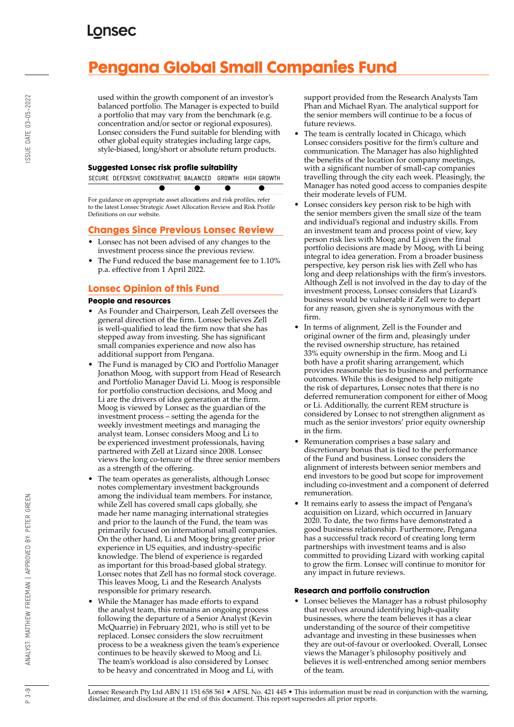used within the growth component of an investor's balanced portfolio. The Manager is expected to build a portfolio that may vary from the benchmark (e.g. concentration and/or sector or regional exposures). Lonsec considers the Fund suitable for blending with other global equity strategies including large caps, style-biased, long/short or absolute return products.

### Suggested Lonsec risk profile suitability

| SECURE | DEFENSIVE | CONSERVATIVE | BALANCED | GROWTH | HIGH GROWTH |
|---|---|---|---|---|---|
| | | ● | ● | ● | ● |

For guidance on appropriate asset allocations and risk profiles, refer to the latest Lonsec Strategic Asset Allocation Review and Risk Profile Definitions on our website.

## Changes Since Previous Lonsec Review

- Lonsec has not been advised of any changes to the investment process since the previous review.
- The Fund reduced the base management fee to 1.10% p.a. effective from 1 April 2022.

## Lonsec Opinion of this Fund

### People and resources

- As Founder and Chairperson, Leah Zell oversees the general direction of the firm. Lonsec believes Zell is well-qualified to lead the firm now that she has stepped away from investing. She has significant small companies experience and now also has additional support from Pengana.
- The Fund is managed by CIO and Portfolio Manager Jonathon Moog, with support from Head of Research and Portfolio Manager David Li. Moog is responsible for portfolio construction decisions, and Moog and Li are the drivers of idea generation at the firm. Moog is viewed by Lonsec as the guardian of the investment process – setting the agenda for the weekly investment meetings and managing the analyst team. Lonsec considers Moog and Li to be experienced investment professionals, having partnered with Zell at Lizard since 2008. Lonsec views the long co-tenure of the three senior members as a strength of the offering.
- The team operates as generalists, although Lonsec notes complementary investment backgrounds among the individual team members. For instance, while Zell has covered small caps globally, she made her name managing international strategies and prior to the launch of the Fund, the team was primarily focused on international small companies. On the other hand, Li and Moog bring greater prior experience in US equities, and industry-specific knowledge. The blend of experience is regarded as important for this broad-based global strategy. Lonsec notes that Zell has no formal stock coverage. This leaves Moog, Li and the Research Analysts responsible for primary research.
- While the Manager has made efforts to expand the analyst team, this remains an ongoing process following the departure of a Senior Analyst (Kevin McQuarrie) in February 2021, who is still yet to be replaced. Lonsec considers the slow recruitment process to be a weakness given the team's experience continues to be heavily skewed to Moog and Li. The team's workload is also considered by Lonsec to be heavy and concentrated in Moog and Li, with support provided from the Research Analysts Tam Phan and Michael Ryan. The analytical support for the senior members will continue to be a focus of future reviews.
- The team is centrally located in Chicago, which Lonsec considers positive for the firm's culture and communication. The Manager has also highlighted the benefits of the location for company meetings, with a significant number of small-cap companies travelling through the city each week. Pleasingly, the Manager has noted good access to companies despite their moderate levels of FUM.
- Lonsec considers key person risk to be high with the senior members given the small size of the team and individual's regional and industry skills. From an investment team and process point of view, key person risk lies with Moog and Li given the final portfolio decisions are made by Moog, with Li being integral to idea generation. From a broader business perspective, key person risk lies with Zell who has long and deep relationships with the firm's investors. Although Zell is not involved in the day to day of the investment process, Lonsec considers that Lizard's business would be vulnerable if Zell were to depart for any reason, given she is synonymous with the firm.
- In terms of alignment, Zell is the Founder and original owner of the firm and, pleasingly under the revised ownership structure, has retained 33% equity ownership in the firm. Moog and Li both have a profit sharing arrangement, which provides reasonable ties to business and performance outcomes. While this is designed to help mitigate the risk of departures, Lonsec notes that there is no deferred remuneration component for either of Moog or Li. Additionally, the current REM structure is considered by Lonsec to not strengthen alignment as much as the senior investors' prior equity ownership in the firm.
- Remuneration comprises a base salary and discretionary bonus that is tied to the performance of the Fund and business. Lonsec considers the alignment of interests between senior members and end investors to be good but scope for improvement including co-investment and a component of deferred remuneration.
- It remains early to assess the impact of Pengana's acquisition on Lizard, which occurred in January 2020. To date, the two firms have demonstrated a good business relationship. Furthermore, Pengana has a successful track record of creating long term partnerships with investment teams and is also committed to providing Lizard with working capital to grow the firm. Lonsec will continue to monitor for any impact in future reviews.

### Research and portfolio construction

- Lonsec believes the Manager has a robust philosophy that revolves around identifying high-quality businesses, where the team believes it has a clear understanding of the source of their competitive advantage and investing in these businesses when they are out-of-favour or overlooked. Overall, Lonsec views the Manager's philosophy positively and believes it is well-entrenched among senior members of the team.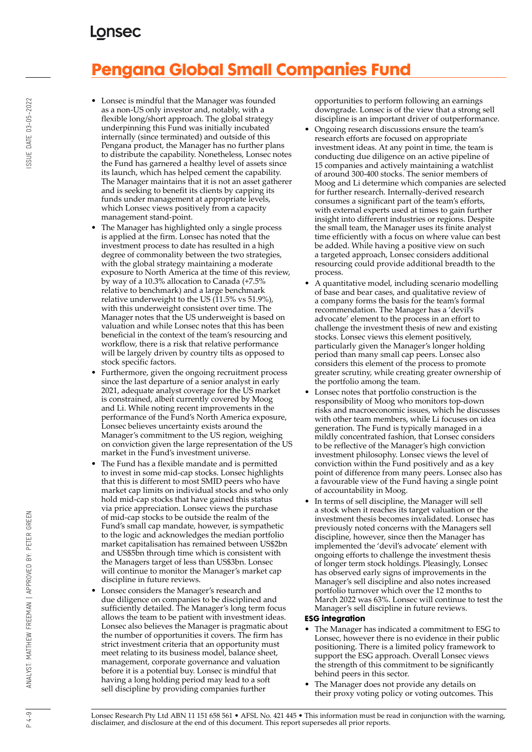- Lonsec is mindful that the Manager was founded as a non-US only investor and, notably, with a flexible long/short approach. The global strategy underpinning this Fund was initially incubated internally (since terminated) and outside of this Pengana product, the Manager has no further plans to distribute the capability. Nonetheless, Lonsec notes the Fund has garnered a healthy level of assets since its launch, which has helped cement the capability. The Manager maintains that it is not an asset gatherer and is seeking to benefit its clients by capping its funds under management at appropriate levels, which Lonsec views positively from a capacity management stand-point.
- The Manager has highlighted only a single process is applied at the firm. Lonsec has noted that the investment process to date has resulted in a high degree of commonality between the two strategies, with the global strategy maintaining a moderate exposure to North America at the time of this review, by way of a 10.3% allocation to Canada (+7.5% relative to benchmark) and a large benchmark relative underweight to the US (11.5% vs 51.9%), with this underweight consistent over time. The Manager notes that the US underweight is based on valuation and while Lonsec notes that this has been beneficial in the context of the team's resourcing and workflow, there is a risk that relative performance will be largely driven by country tilts as opposed to stock specific factors.
- Furthermore, given the ongoing recruitment process since the last departure of a senior analyst in early 2021, adequate analyst coverage for the US market is constrained, albeit currently covered by Moog and Li. While noting recent improvements in the performance of the Fund's North America exposure, Lonsec believes uncertainty exists around the Manager's commitment to the US region, weighing on conviction given the large representation of the US market in the Fund's investment universe.
- The Fund has a flexible mandate and is permitted to invest in some mid-cap stocks. Lonsec highlights that this is different to most SMID peers who have market cap limits on individual stocks and who only hold mid-cap stocks that have gained this status via price appreciation. Lonsec views the purchase of mid-cap stocks to be outside the realm of the Fund's small cap mandate, however, is sympathetic to the logic and acknowledges the median portfolio market capitalisation has remained between US$2bn and US$5bn through time which is consistent with the Managers target of less than US$3bn. Lonsec will continue to monitor the Manager's market cap discipline in future reviews.
- Lonsec considers the Manager's research and due diligence on companies to be disciplined and sufficiently detailed. The Manager's long term focus allows the team to be patient with investment ideas. Lonsec also believes the Manager is pragmatic about the number of opportunities it covers. The firm has strict investment criteria that an opportunity must meet relating to its business model, balance sheet, management, corporate governance and valuation before it is a potential buy. Lonsec is mindful that having a long holding period may lead to a soft sell discipline by providing companies further opportunities to perform following an earnings downgrade. Lonsec is of the view that a strong sell discipline is an important driver of outperformance.
- Ongoing research discussions ensure the team's research efforts are focused on appropriate investment ideas. At any point in time, the team is conducting due diligence on an active pipeline of 15 companies and actively maintaining a watchlist of around 300-400 stocks. The senior members of Moog and Li determine which companies are selected for further research. Internally-derived research consumes a significant part of the team's efforts, with external experts used at times to gain further insight into different industries or regions. Despite the small team, the Manager uses its finite analyst time efficiently with a focus on where value can best be added. While having a positive view on such a targeted approach, Lonsec considers additional resourcing could provide additional breadth to the process.
- A quantitative model, including scenario modelling of base and bear cases, and qualitative review of a company forms the basis for the team's formal recommendation. The Manager has a 'devil's advocate' element to the process in an effort to challenge the investment thesis of new and existing stocks. Lonsec views this element positively, particularly given the Manager's longer holding period than many small cap peers. Lonsec also considers this element of the process to promote greater scrutiny, while creating greater ownership of the portfolio among the team.
- Lonsec notes that portfolio construction is the responsibility of Moog who monitors top-down risks and macroeconomic issues, which he discusses with other team members, while Li focuses on idea generation. The Fund is typically managed in a mildly concentrated fashion, that Lonsec considers to be reflective of the Manager's high conviction investment philosophy. Lonsec views the level of conviction within the Fund positively and as a key point of difference from many peers. Lonsec also has a favourable view of the Fund having a single point of accountability in Moog.
- In terms of sell discipline, the Manager will sell a stock when it reaches its target valuation or the investment thesis becomes invalidated. Lonsec has previously noted concerns with the Managers sell discipline, however, since then the Manager has implemented the 'devil's advocate' element with ongoing efforts to challenge the investment thesis of longer term stock holdings. Pleasingly, Lonsec has observed early signs of improvements in the Manager's sell discipline and also notes increased portfolio turnover which over the 12 months to March 2022 was 63%. Lonsec will continue to test the Manager's sell discipline in future reviews.

**ESG integration**

- The Manager has indicated a commitment to ESG to Lonsec, however there is no evidence in their public positioning. There is a limited policy framework to support the ESG approach. Overall Lonsec views the strength of this commitment to be significantly behind peers in this sector.
- The Manager does not provide any details on their proxy voting policy or voting outcomes. This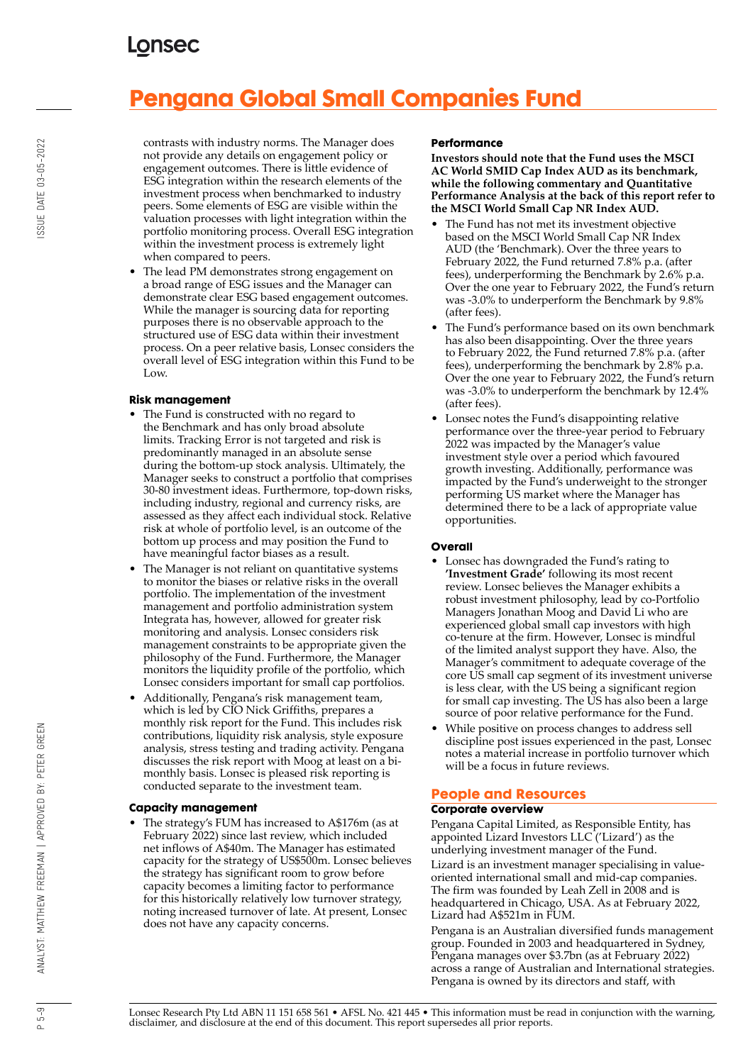contrasts with industry norms. The Manager does not provide any details on engagement policy or engagement outcomes. There is little evidence of ESG integration within the research elements of the investment process when benchmarked to industry peers. Some elements of ESG are visible within the valuation processes with light integration within the portfolio monitoring process. Overall ESG integration within the investment process is extremely light when compared to peers.

- The lead PM demonstrates strong engagement on a broad range of ESG issues and the Manager can demonstrate clear ESG based engagement outcomes. While the manager is sourcing data for reporting purposes there is no observable approach to the structured use of ESG data within their investment process. On a peer relative basis, Lonsec considers the overall level of ESG integration within this Fund to be Low.

### Risk management

- The Fund is constructed with no regard to the Benchmark and has only broad absolute limits. Tracking Error is not targeted and risk is predominantly managed in an absolute sense during the bottom-up stock analysis. Ultimately, the Manager seeks to construct a portfolio that comprises 30-80 investment ideas. Furthermore, top-down risks, including industry, regional and currency risks, are assessed as they affect each individual stock. Relative risk at whole of portfolio level, is an outcome of the bottom up process and may position the Fund to have meaningful factor biases as a result.
- The Manager is not reliant on quantitative systems to monitor the biases or relative risks in the overall portfolio. The implementation of the investment management and portfolio administration system Integrata has, however, allowed for greater risk monitoring and analysis. Lonsec considers risk management constraints to be appropriate given the philosophy of the Fund. Furthermore, the Manager monitors the liquidity profile of the portfolio, which Lonsec considers important for small cap portfolios.
- Additionally, Pengana's risk management team, which is led by CIO Nick Griffiths, prepares a monthly risk report for the Fund. This includes risk contributions, liquidity risk analysis, style exposure analysis, stress testing and trading activity. Pengana discusses the risk report with Moog at least on a bi-monthly basis. Lonsec is pleased risk reporting is conducted separate to the investment team.

### Capacity management

- The strategy's FUM has increased to A$176m (as at February 2022) since last review, which included net inflows of A$40m. The Manager has estimated capacity for the strategy of US$500m. Lonsec believes the strategy has significant room to grow before capacity becomes a limiting factor to performance for this historically relatively low turnover strategy, noting increased turnover of late. At present, Lonsec does not have any capacity concerns.

### Performance

**Investors should note that the Fund uses the MSCI AC World SMID Cap Index AUD as its benchmark, while the following commentary and Quantitative Performance Analysis at the back of this report refer to the MSCI World Small Cap NR Index AUD.**

- The Fund has not met its investment objective based on the MSCI World Small Cap NR Index AUD (the 'Benchmark). Over the three years to February 2022, the Fund returned 7.8% p.a. (after fees), underperforming the Benchmark by 2.6% p.a. Over the one year to February 2022, the Fund's return was -3.0% to underperform the Benchmark by 9.8% (after fees).
- The Fund's performance based on its own benchmark has also been disappointing. Over the three years to February 2022, the Fund returned 7.8% p.a. (after fees), underperforming the benchmark by 2.8% p.a. Over the one year to February 2022, the Fund's return was -3.0% to underperform the benchmark by 12.4% (after fees).
- Lonsec notes the Fund's disappointing relative performance over the three-year period to February 2022 was impacted by the Manager's value investment style over a period which favoured growth investing. Additionally, performance was impacted by the Fund's underweight to the stronger performing US market where the Manager has determined there to be a lack of appropriate value opportunities.

### Overall

- Lonsec has downgraded the Fund's rating to **'Investment Grade'** following its most recent review. Lonsec believes the Manager exhibits a robust investment philosophy, lead by co-Portfolio Managers Jonathan Moog and David Li who are experienced global small cap investors with high co-tenure at the firm. However, Lonsec is mindful of the limited analyst support they have. Also, the Manager's commitment to adequate coverage of the core US small cap segment of its investment universe is less clear, with the US being a significant region for small cap investing. The US has also been a large source of poor relative performance for the Fund.
- While positive on process changes to address sell discipline post issues experienced in the past, Lonsec notes a material increase in portfolio turnover which will be a focus in future reviews.

## People and Resources

### Corporate overview

Pengana Capital Limited, as Responsible Entity, has appointed Lizard Investors LLC ('Lizard') as the underlying investment manager of the Fund.

Lizard is an investment manager specialising in value-oriented international small and mid-cap companies. The firm was founded by Leah Zell in 2008 and is headquartered in Chicago, USA. As at February 2022, Lizard had A$521m in FUM.

Pengana is an Australian diversified funds management group. Founded in 2003 and headquartered in Sydney, Pengana manages over $3.7bn (as at February 2022) across a range of Australian and International strategies. Pengana is owned by its directors and staff, with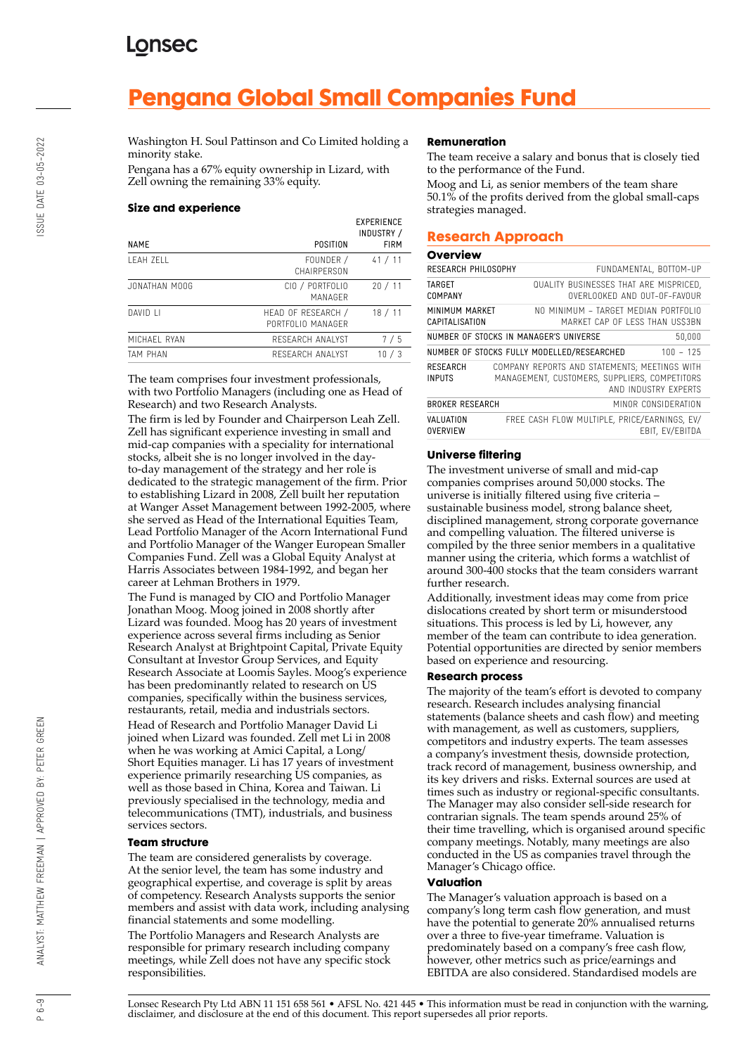# Pengana Global Small Companies Fund

Washington H. Soul Pattinson and Co Limited holding a minority stake.

Pengana has a 67% equity ownership in Lizard, with Zell owning the remaining 33% equity.

### Size and experience

| NAME | POSITION | EXPERIENCE INDUSTRY / FIRM |
|---|---|---|
| LEAH ZELL | FOUNDER / CHAIRPERSON | 41 / 11 |
| JONATHAN MOOG | CIO / PORTFOLIO MANAGER | 20 / 11 |
| DAVID LI | HEAD OF RESEARCH / PORTFOLIO MANAGER | 18 / 11 |
| MICHAEL RYAN | RESEARCH ANALYST | 7 / 5 |
| TAM PHAN | RESEARCH ANALYST | 10 / 3 |

The team comprises four investment professionals, with two Portfolio Managers (including one as Head of Research) and two Research Analysts.

The firm is led by Founder and Chairperson Leah Zell. Zell has significant experience investing in small and mid-cap companies with a speciality for international stocks, albeit she is no longer involved in the day-to-day management of the strategy and her role is dedicated to the strategic management of the firm. Prior to establishing Lizard in 2008, Zell built her reputation at Wanger Asset Management between 1992-2005, where she served as Head of the International Equities Team, Lead Portfolio Manager of the Acorn International Fund and Portfolio Manager of the Wanger European Smaller Companies Fund. Zell was a Global Equity Analyst at Harris Associates between 1984-1992, and began her career at Lehman Brothers in 1979.

The Fund is managed by CIO and Portfolio Manager Jonathan Moog. Moog joined in 2008 shortly after Lizard was founded. Moog has 20 years of investment experience across several firms including as Senior Research Analyst at Brightpoint Capital, Private Equity Consultant at Investor Group Services, and Equity Research Associate at Loomis Sayles. Moog's experience has been predominantly related to research on US companies, specifically within the business services, restaurants, retail, media and industrials sectors.

Head of Research and Portfolio Manager David Li joined when Lizard was founded. Zell met Li in 2008 when he was working at Amici Capital, a Long/Short Equities manager. Li has 17 years of investment experience primarily researching US companies, as well as those based in China, Korea and Taiwan. Li previously specialised in the technology, media and telecommunications (TMT), industrials, and business services sectors.

### Team structure

The team are considered generalists by coverage. At the senior level, the team has some industry and geographical expertise, and coverage is split by areas of competency. Research Analysts supports the senior members and assist with data work, including analysing financial statements and some modelling.

The Portfolio Managers and Research Analysts are responsible for primary research including company meetings, while Zell does not have any specific stock responsibilities.

### Remuneration

The team receive a salary and bonus that is closely tied to the performance of the Fund.

Moog and Li, as senior members of the team share 50.1% of the profits derived from the global small-caps strategies managed.

## Research Approach

### Overview

| | |
|---|---|
| RESEARCH PHILOSOPHY | FUNDAMENTAL, BOTTOM-UP |
| TARGET COMPANY | QUALITY BUSINESSES THAT ARE MISPRICED, OVERLOOKED AND OUT-OF-FAVOUR |
| MINIMUM MARKET CAPITALISATION | NO MINIMUM – TARGET MEDIAN PORTFOLIO MARKET CAP OF LESS THAN US$3BN |
| NUMBER OF STOCKS IN MANAGER'S UNIVERSE | 50,000 |
| NUMBER OF STOCKS FULLY MODELLED/RESEARCHED | 100 – 125 |
| RESEARCH INPUTS | COMPANY REPORTS AND STATEMENTS; MEETINGS WITH MANAGEMENT, CUSTOMERS, SUPPLIERS, COMPETITORS AND INDUSTRY EXPERTS |
| BROKER RESEARCH | MINOR CONSIDERATION |
| VALUATION OVERVIEW | FREE CASH FLOW MULTIPLE, PRICE/EARNINGS, EV/EBIT, EV/EBITDA |

### Universe filtering

The investment universe of small and mid-cap companies comprises around 50,000 stocks. The universe is initially filtered using five criteria – sustainable business model, strong balance sheet, disciplined management, strong corporate governance and compelling valuation. The filtered universe is compiled by the three senior members in a qualitative manner using the criteria, which forms a watchlist of around 300-400 stocks that the team considers warrant further research.

Additionally, investment ideas may come from price dislocations created by short term or misunderstood situations. This process is led by Li, however, any member of the team can contribute to idea generation. Potential opportunities are directed by senior members based on experience and resourcing.

### Research process

The majority of the team's effort is devoted to company research. Research includes analysing financial statements (balance sheets and cash flow) and meeting with management, as well as customers, suppliers, competitors and industry experts. The team assesses a company's investment thesis, downside protection, track record of management, business ownership, and its key drivers and risks. External sources are used at times such as industry or regional-specific consultants. The Manager may also consider sell-side research for contrarian signals. The team spends around 25% of their time travelling, which is organised around specific company meetings. Notably, many meetings are also conducted in the US as companies travel through the Manager's Chicago office.

### Valuation

The Manager's valuation approach is based on a company's long term cash flow generation, and must have the potential to generate 20% annualised returns over a three to five-year timeframe. Valuation is predominately based on a company's free cash flow, however, other metrics such as price/earnings and EBITDA are also considered. Standardised models are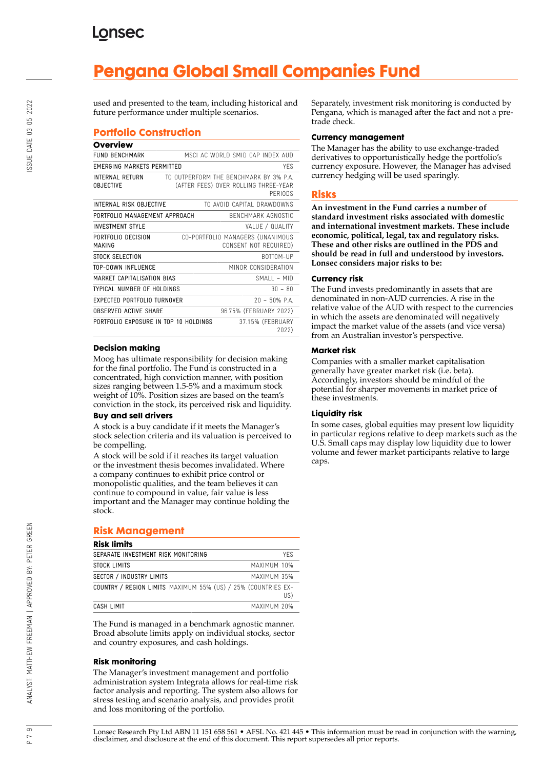# Pengana Global Small Companies Fund

used and presented to the team, including historical and future performance under multiple scenarios.

## Portfolio Construction

### Overview

| | |
|---|---|
| FUND BENCHMARK | MSCI AC WORLD SMID CAP INDEX AUD |
| EMERGING MARKETS PERMITTED | YES |
| INTERNAL RETURN OBJECTIVE | TO OUTPERFORM THE BENCHMARK BY 3% P.A. (AFTER FEES) OVER ROLLING THREE-YEAR PERIODS |
| INTERNAL RISK OBJECTIVE | TO AVOID CAPITAL DRAWDOWNS |
| PORTFOLIO MANAGEMENT APPROACH | BENCHMARK AGNOSTIC |
| INVESTMENT STYLE | VALUE / QUALITY |
| PORTFOLIO DECISION MAKING | CO-PORTFOLIO MANAGERS (UNANIMOUS CONSENT NOT REQUIRED) |
| STOCK SELECTION | BOTTOM-UP |
| TOP-DOWN INFLUENCE | MINOR CONSIDERATION |
| MARKET CAPITALISATION BIAS | SMALL – MID |
| TYPICAL NUMBER OF HOLDINGS | 30 – 80 |
| EXPECTED PORTFOLIO TURNOVER | 20 – 50% P.A. |
| OBSERVED ACTIVE SHARE | 96.75% (FEBRUARY 2022) |
| PORTFOLIO EXPOSURE IN TOP 10 HOLDINGS | 37.15% (FEBRUARY 2022) |

### Decision making

Moog has ultimate responsibility for decision making for the final portfolio. The Fund is constructed in a concentrated, high conviction manner, with position sizes ranging between 1.5-5% and a maximum stock weight of 10%. Position sizes are based on the team's conviction in the stock, its perceived risk and liquidity.

### Buy and sell drivers

A stock is a buy candidate if it meets the Manager's stock selection criteria and its valuation is perceived to be compelling.

A stock will be sold if it reaches its target valuation or the investment thesis becomes invalidated. Where a company continues to exhibit price control or monopolistic qualities, and the team believes it can continue to compound in value, fair value is less important and the Manager may continue holding the stock.

## Risk Management

### Risk limits

| | |
|---|---|
| SEPARATE INVESTMENT RISK MONITORING | YES |
| STOCK LIMITS | MAXIMUM 10% |
| SECTOR / INDUSTRY LIMITS | MAXIMUM 35% |
| COUNTRY / REGION LIMITS | MAXIMUM 55% (US) / 25% (COUNTRIES EX-US) |
| CASH LIMIT | MAXIMUM 20% |

The Fund is managed in a benchmark agnostic manner. Broad absolute limits apply on individual stocks, sector and country exposures, and cash holdings.

### Risk monitoring

The Manager's investment management and portfolio administration system Integrata allows for real-time risk factor analysis and reporting. The system also allows for stress testing and scenario analysis, and provides profit and loss monitoring of the portfolio.

Separately, investment risk monitoring is conducted by Pengana, which is managed after the fact and not a pre-trade check.

### Currency management

The Manager has the ability to use exchange-traded derivatives to opportunistically hedge the portfolio's currency exposure. However, the Manager has advised currency hedging will be used sparingly.

## Risks

**An investment in the Fund carries a number of standard investment risks associated with domestic and international investment markets. These include economic, political, legal, tax and regulatory risks. These and other risks are outlined in the PDS and should be read in full and understood by investors. Lonsec considers major risks to be:**

### Currency risk

The Fund invests predominantly in assets that are denominated in non-AUD currencies. A rise in the relative value of the AUD with respect to the currencies in which the assets are denominated will negatively impact the market value of the assets (and vice versa) from an Australian investor's perspective.

### Market risk

Companies with a smaller market capitalisation generally have greater market risk (i.e. beta). Accordingly, investors should be mindful of the potential for sharper movements in market price of these investments.

### Liquidity risk

In some cases, global equities may present low liquidity in particular regions relative to deep markets such as the U.S. Small caps may display low liquidity due to lower volume and fewer market participants relative to large caps.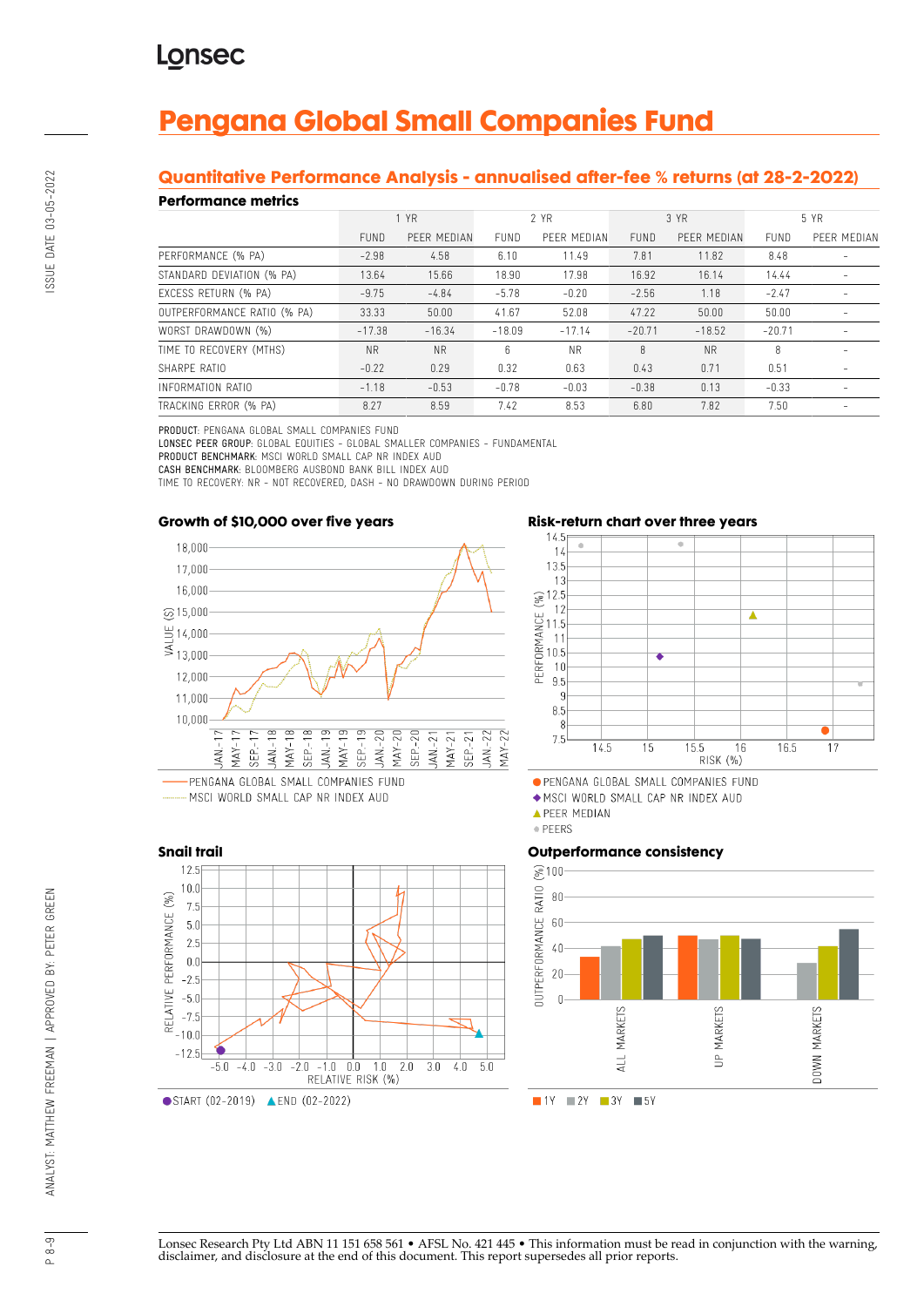# Pengana Global Small Companies Fund

## Quantitative Performance Analysis - annualised after-fee % returns (at 28-2-2022)

### Performance metrics

| | 1 YR | | 2 YR | | 3 YR | | 5 YR | |
|---|---|---|---|---|---|---|---|---|
| | FUND | PEER MEDIAN | FUND | PEER MEDIAN | FUND | PEER MEDIAN | FUND | PEER MEDIAN |
| PERFORMANCE (% PA) | -2.98 | 4.58 | 6.10 | 11.49 | 7.81 | 11.82 | 8.48 | - |
| STANDARD DEVIATION (% PA) | 13.64 | 15.66 | 18.90 | 17.98 | 16.92 | 16.14 | 14.44 | - |
| EXCESS RETURN (% PA) | -9.75 | -4.84 | -5.78 | -0.20 | -2.56 | 1.18 | -2.47 | - |
| OUTPERFORMANCE RATIO (% PA) | 33.33 | 50.00 | 41.67 | 52.08 | 47.22 | 50.00 | 50.00 | - |
| WORST DRAWDOWN (%) | -17.38 | -16.34 | -18.09 | -17.14 | -20.71 | -18.52 | -20.71 | - |
| TIME TO RECOVERY (MTHS) | NR | NR | 6 | NR | 8 | NR | 8 | - |
| SHARPE RATIO | -0.22 | 0.29 | 0.32 | 0.63 | 0.43 | 0.71 | 0.51 | - |
| INFORMATION RATIO | -1.18 | -0.53 | -0.78 | -0.03 | -0.38 | 0.13 | -0.33 | - |
| TRACKING ERROR (% PA) | 8.27 | 8.59 | 7.42 | 8.53 | 6.80 | 7.82 | 7.50 | - |

**PRODUCT:** PENGANA GLOBAL SMALL COMPANIES FUND
**LONSEC PEER GROUP:** GLOBAL EQUITIES - GLOBAL SMALLER COMPANIES - FUNDAMENTAL
**PRODUCT BENCHMARK:** MSCI WORLD SMALL CAP NR INDEX AUD
**CASH BENCHMARK:** BLOOMBERG AUSBOND BANK BILL INDEX AUD
TIME TO RECOVERY: NR - NOT RECOVERED, DASH - NO DRAWDOWN DURING PERIOD

### Growth of $10,000 over five years

PENGANA GLOBAL SMALL COMPANIES FUND
MSCI WORLD SMALL CAP NR INDEX AUD

### Risk-return chart over three years

PENGANA GLOBAL SMALL COMPANIES FUND
MSCI WORLD SMALL CAP NR INDEX AUD
PEER MEDIAN
PEERS

### Snail trail

START (02-2019) END (02-2022)

### Outperformance consistency

1Y 2Y 3Y 5Y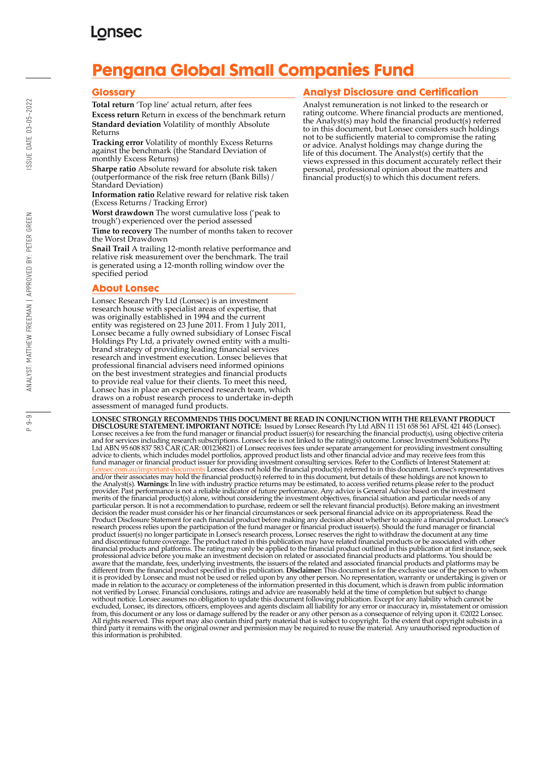# Pengana Global Small Companies Fund

## Glossary

**Total return** 'Top line' actual return, after fees

**Excess return** Return in excess of the benchmark return

**Standard deviation** Volatility of monthly Absolute Returns

**Tracking error** Volatility of monthly Excess Returns against the benchmark (the Standard Deviation of monthly Excess Returns)

**Sharpe ratio** Absolute reward for absolute risk taken (outperformance of the risk free return (Bank Bills) / Standard Deviation)

**Information ratio** Relative reward for relative risk taken (Excess Returns / Tracking Error)

**Worst drawdown** The worst cumulative loss ('peak to trough') experienced over the period assessed

**Time to recovery** The number of months taken to recover the Worst Drawdown

**Snail Trail** A trailing 12-month relative performance and relative risk measurement over the benchmark. The trail is generated using a 12-month rolling window over the specified period

## About Lonsec

Lonsec Research Pty Ltd (Lonsec) is an investment research house with specialist areas of expertise, that was originally established in 1994 and the current entity was registered on 23 June 2011. From 1 July 2011, Lonsec became a fully owned subsidiary of Lonsec Fiscal Holdings Pty Ltd, a privately owned entity with a multi-brand strategy of providing leading financial services research and investment execution. Lonsec believes that professional financial advisers need informed opinions on the best investment strategies and financial products to provide real value for their clients. To meet this need, Lonsec has in place an experienced research team, which draws on a robust research process to undertake in-depth assessment of managed fund products.

## Analyst Disclosure and Certification

Analyst remuneration is not linked to the research or rating outcome. Where financial products are mentioned, the Analyst(s) may hold the financial product(s) referred to in this document, but Lonsec considers such holdings not to be sufficiently material to compromise the rating or advice. Analyst holdings may change during the life of this document. The Analyst(s) certify that the views expressed in this document accurately reflect their personal, professional opinion about the matters and financial product(s) to which this document refers.

**LONSEC STRONGLY RECOMMENDS THIS DOCUMENT BE READ IN CONJUNCTION WITH THE RELEVANT PRODUCT DISCLOSURE STATEMENT. IMPORTANT NOTICE:** Issued by Lonsec Research Pty Ltd ABN 11 151 658 561 AFSL 421 445 (Lonsec). Lonsec receives a fee from the fund manager or financial product issuer(s) for researching the financial product(s), using objective criteria and for services including research subscriptions. Lonsec's fee is not linked to the rating(s) outcome. Lonsec Investment Solutions Pty Ltd ABN 95 608 837 583 CAR (CAR: 001236821) of Lonsec receives fees under separate arrangement for providing investment consulting advice to clients, which includes model portfolios, approved product lists and other financial advice and may receive fees from this fund manager or financial product issuer for providing investment consulting services. Refer to the Conflicts of Interest Statement at: Lonsec.com.au/important-documents Lonsec does not hold the financial product(s) referred to in this document. Lonsec's representatives and/or their associates may hold the financial product(s) referred to in this document, but details of these holdings are not known to the Analyst(s). **Warnings:** In line with industry practice returns may be estimated, to access verified returns please refer to the product provider. Past performance is not a reliable indicator of future performance. Any advice is General Advice based on the investment merits of the financial product(s) alone, without considering the investment objectives, financial situation and particular needs of any particular person. It is not a recommendation to purchase, redeem or sell the relevant financial product(s). Before making an investment decision the reader must consider his or her financial circumstances or seek personal financial advice on its appropriateness. Read the Product Disclosure Statement for each financial product before making any decision about whether to acquire a financial product. Lonsec's research process relies upon the participation of the fund manager or financial product issuer(s). Should the fund manager or financial product issuer(s) no longer participate in Lonsec's research process, Lonsec reserves the right to withdraw the document at any time and discontinue future coverage. The product rated in this publication may have related financial products or be associated with other financial products and platforms. The rating may only be applied to the financial product outlined in this publication at first instance, seek professional advice before you make an investment decision on related or associated financial products and platforms. You should be aware that the mandate, fees, underlying investments, the issuers of the related and associated financial products and platforms may be different from the financial product specified in this publication. **Disclaimer:** This document is for the exclusive use of the person to whom it is provided by Lonsec and must not be used or relied upon by any other person. No representation, warranty or undertaking is given or made in relation to the accuracy or completeness of the information presented in this document, which is drawn from public information not verified by Lonsec. Financial conclusions, ratings and advice are reasonably held at the time of completion but subject to change without notice. Lonsec assumes no obligation to update this document following publication. Except for any liability which cannot be excluded, Lonsec, its directors, officers, employees and agents disclaim all liability for any error or inaccuracy in, misstatement or omission from, this document or any loss or damage suffered by the reader or any other person as a consequence of relying upon it. ©2022 Lonsec. All rights reserved. This report may also contain third party material that is subject to copyright. To the extent that copyright subsists in a third party it remains with the original owner and permission may be required to reuse the material. Any unauthorised reproduction of this information is prohibited.